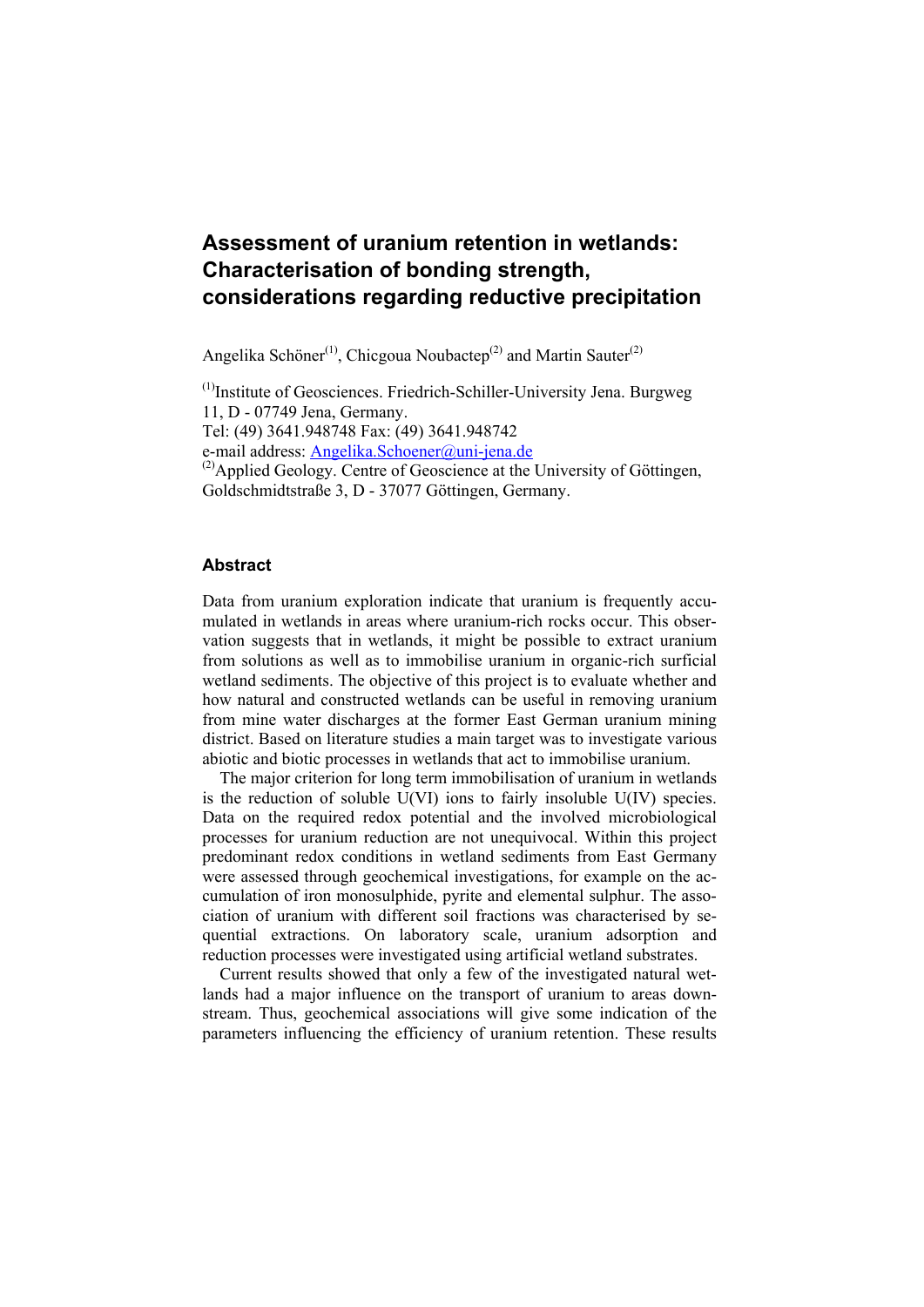# Assessment of uranium retention in wetlands: Characterisation of bonding strength, considerations regarding reductive precipitation

Angelika Schöner[1], Chicgoua Noubactep[2] and Martin Sauter[2]

[1]Institute of Geosciences. Friedrich-Schiller-University Jena. Burgweg 11, D - 07749 Jena, Germany.
Tel: (49) 3641.948748 Fax: (49) 3641.948742
e-mail address: Angelika.Schoener@uni-jena.de
[2]Applied Geology. Centre of Geoscience at the University of Göttingen, Goldschmidtstraße 3, D - 37077 Göttingen, Germany.

## Abstract

Data from uranium exploration indicate that uranium is frequently accumulated in wetlands in areas where uranium-rich rocks occur. This observation suggests that in wetlands, it might be possible to extract uranium from solutions as well as to immobilise uranium in organic-rich surficial wetland sediments. The objective of this project is to evaluate whether and how natural and constructed wetlands can be useful in removing uranium from mine water discharges at the former East German uranium mining district. Based on literature studies a main target was to investigate various abiotic and biotic processes in wetlands that act to immobilise uranium.

The major criterion for long term immobilisation of uranium in wetlands is the reduction of soluble U(VI) ions to fairly insoluble U(IV) species. Data on the required redox potential and the involved microbiological processes for uranium reduction are not unequivocal. Within this project predominant redox conditions in wetland sediments from East Germany were assessed through geochemical investigations, for example on the accumulation of iron monosulphide, pyrite and elemental sulphur. The association of uranium with different soil fractions was characterised by sequential extractions. On laboratory scale, uranium adsorption and reduction processes were investigated using artificial wetland substrates.

Current results showed that only a few of the investigated natural wetlands had a major influence on the transport of uranium to areas downstream. Thus, geochemical associations will give some indication of the parameters influencing the efficiency of uranium retention. These results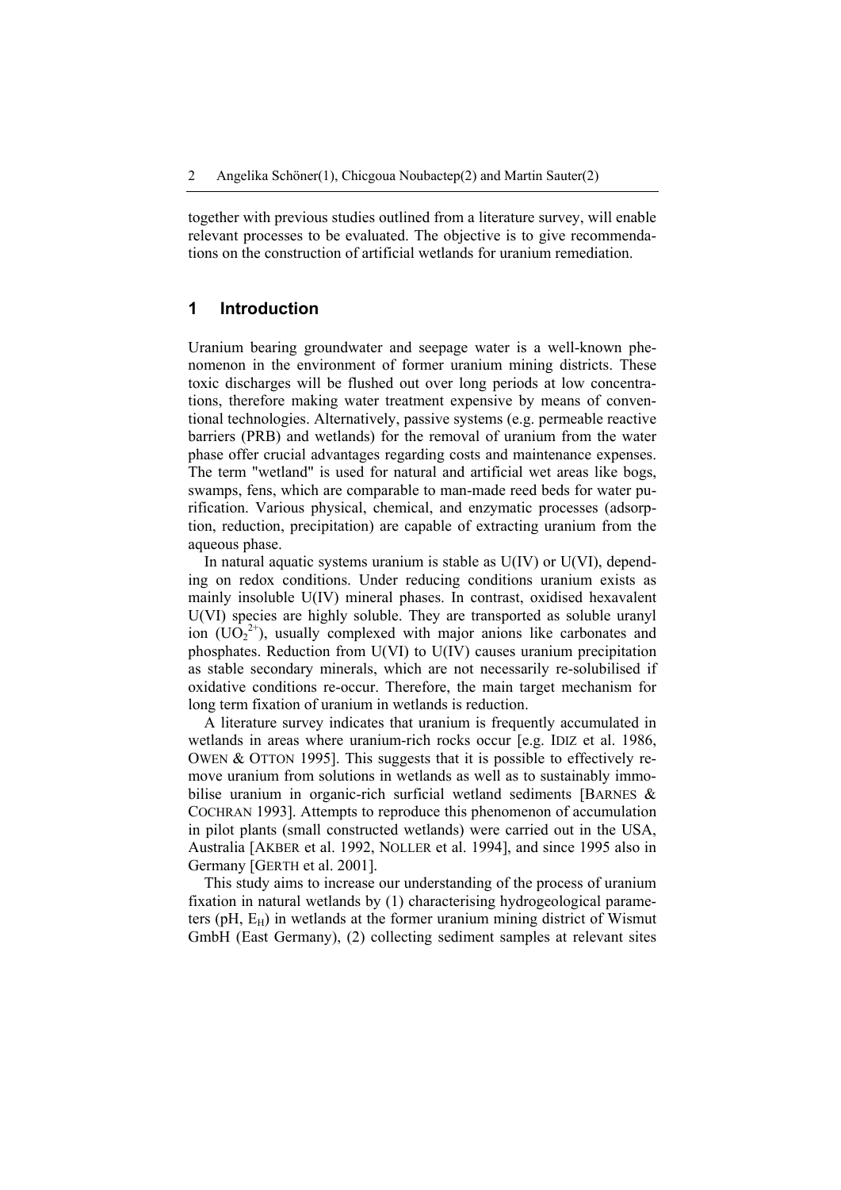together with previous studies outlined from a literature survey, will enable relevant processes to be evaluated. The objective is to give recommendations on the construction of artificial wetlands for uranium remediation.

## 1 Introduction

Uranium bearing groundwater and seepage water is a well-known phenomenon in the environment of former uranium mining districts. These toxic discharges will be flushed out over long periods at low concentrations, therefore making water treatment expensive by means of conventional technologies. Alternatively, passive systems (e.g. permeable reactive barriers (PRB) and wetlands) for the removal of uranium from the water phase offer crucial advantages regarding costs and maintenance expenses. The term "wetland" is used for natural and artificial wet areas like bogs, swamps, fens, which are comparable to man-made reed beds for water purification. Various physical, chemical, and enzymatic processes (adsorption, reduction, precipitation) are capable of extracting uranium from the aqueous phase.

In natural aquatic systems uranium is stable as U(IV) or U(VI), depending on redox conditions. Under reducing conditions uranium exists as mainly insoluble U(IV) mineral phases. In contrast, oxidised hexavalent U(VI) species are highly soluble. They are transported as soluble uranyl ion ($UO_2^{2+}$), usually complexed with major anions like carbonates and phosphates. Reduction from U(VI) to U(IV) causes uranium precipitation as stable secondary minerals, which are not necessarily re-solubilised if oxidative conditions re-occur. Therefore, the main target mechanism for long term fixation of uranium in wetlands is reduction.

A literature survey indicates that uranium is frequently accumulated in wetlands in areas where uranium-rich rocks occur [e.g. IDIZ et al. 1986, OWEN & OTTON 1995]. This suggests that it is possible to effectively remove uranium from solutions in wetlands as well as to sustainably immobilise uranium in organic-rich surficial wetland sediments [BARNES & COCHRAN 1993]. Attempts to reproduce this phenomenon of accumulation in pilot plants (small constructed wetlands) were carried out in the USA, Australia [AKBER et al. 1992, NOLLER et al. 1994], and since 1995 also in Germany [GERTH et al. 2001].

This study aims to increase our understanding of the process of uranium fixation in natural wetlands by (1) characterising hydrogeological parameters (pH, $E_H$) in wetlands at the former uranium mining district of Wismut GmbH (East Germany), (2) collecting sediment samples at relevant sites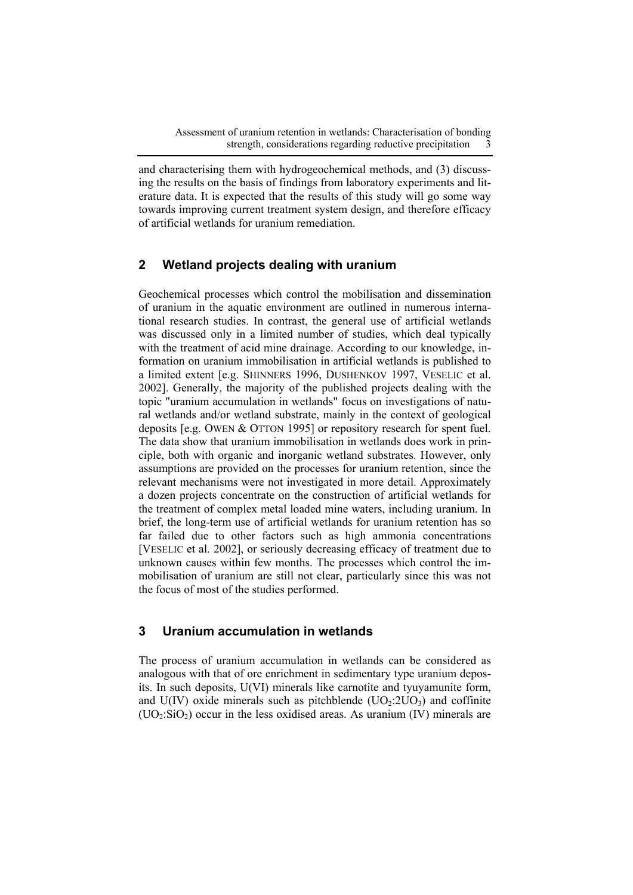and characterising them with hydrogeochemical methods, and (3) discussing the results on the basis of findings from laboratory experiments and literature data. It is expected that the results of this study will go some way towards improving current treatment system design, and therefore efficacy of artificial wetlands for uranium remediation.

## 2 Wetland projects dealing with uranium

Geochemical processes which control the mobilisation and dissemination of uranium in the aquatic environment are outlined in numerous international research studies. In contrast, the general use of artificial wetlands was discussed only in a limited number of studies, which deal typically with the treatment of acid mine drainage. According to our knowledge, information on uranium immobilisation in artificial wetlands is published to a limited extent [e.g. SHINNERS 1996, DUSHENKOV 1997, VESELIC et al. 2002]. Generally, the majority of the published projects dealing with the topic "uranium accumulation in wetlands" focus on investigations of natural wetlands and/or wetland substrate, mainly in the context of geological deposits [e.g. OWEN & OTTON 1995] or repository research for spent fuel. The data show that uranium immobilisation in wetlands does work in principle, both with organic and inorganic wetland substrates. However, only assumptions are provided on the processes for uranium retention, since the relevant mechanisms were not investigated in more detail. Approximately a dozen projects concentrate on the construction of artificial wetlands for the treatment of complex metal loaded mine waters, including uranium. In brief, the long-term use of artificial wetlands for uranium retention has so far failed due to other factors such as high ammonia concentrations [VESELIC et al. 2002], or seriously decreasing efficacy of treatment due to unknown causes within few months. The processes which control the immobilisation of uranium are still not clear, particularly since this was not the focus of most of the studies performed.

## 3 Uranium accumulation in wetlands

The process of uranium accumulation in wetlands can be considered as analogous with that of ore enrichment in sedimentary type uranium deposits. In such deposits, U(VI) minerals like carnotite and tyuyamunite form, and U(IV) oxide minerals such as pitchblende ($UO_2{:}2UO_3$) and coffinite ($UO_2{:}SiO_2$) occur in the less oxidised areas. As uranium (IV) minerals are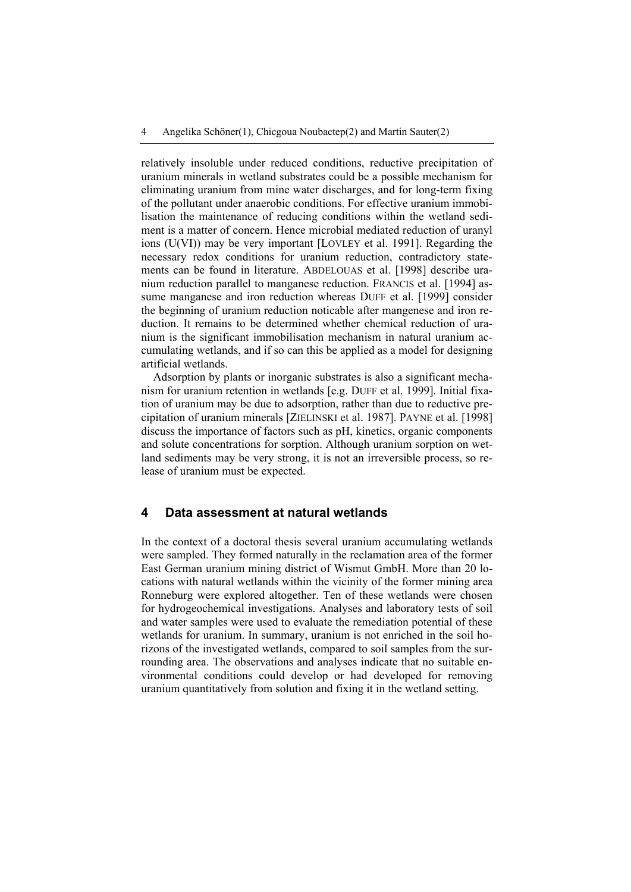relatively insoluble under reduced conditions, reductive precipitation of uranium minerals in wetland substrates could be a possible mechanism for eliminating uranium from mine water discharges, and for long-term fixing of the pollutant under anaerobic conditions. For effective uranium immobilisation the maintenance of reducing conditions within the wetland sediment is a matter of concern. Hence microbial mediated reduction of uranyl ions (U(VI)) may be very important [LOVLEY et al. 1991]. Regarding the necessary redox conditions for uranium reduction, contradictory statements can be found in literature. ABDELOUAS et al. [1998] describe uranium reduction parallel to manganese reduction. FRANCIS et al. [1994] assume manganese and iron reduction whereas DUFF et al. [1999] consider the beginning of uranium reduction noticable after mangenese and iron reduction. It remains to be determined whether chemical reduction of uranium is the significant immobilisation mechanism in natural uranium accumulating wetlands, and if so can this be applied as a model for designing artificial wetlands.

Adsorption by plants or inorganic substrates is also a significant mechanism for uranium retention in wetlands [e.g. DUFF et al. 1999]. Initial fixation of uranium may be due to adsorption, rather than due to reductive precipitation of uranium minerals [ZIELINSKI et al. 1987]. PAYNE et al. [1998] discuss the importance of factors such as pH, kinetics, organic components and solute concentrations for sorption. Although uranium sorption on wetland sediments may be very strong, it is not an irreversible process, so release of uranium must be expected.

## 4 Data assessment at natural wetlands

In the context of a doctoral thesis several uranium accumulating wetlands were sampled. They formed naturally in the reclamation area of the former East German uranium mining district of Wismut GmbH. More than 20 locations with natural wetlands within the vicinity of the former mining area Ronneburg were explored altogether. Ten of these wetlands were chosen for hydrogeochemical investigations. Analyses and laboratory tests of soil and water samples were used to evaluate the remediation potential of these wetlands for uranium. In summary, uranium is not enriched in the soil horizons of the investigated wetlands, compared to soil samples from the surrounding area. The observations and analyses indicate that no suitable environmental conditions could develop or had developed for removing uranium quantitatively from solution and fixing it in the wetland setting.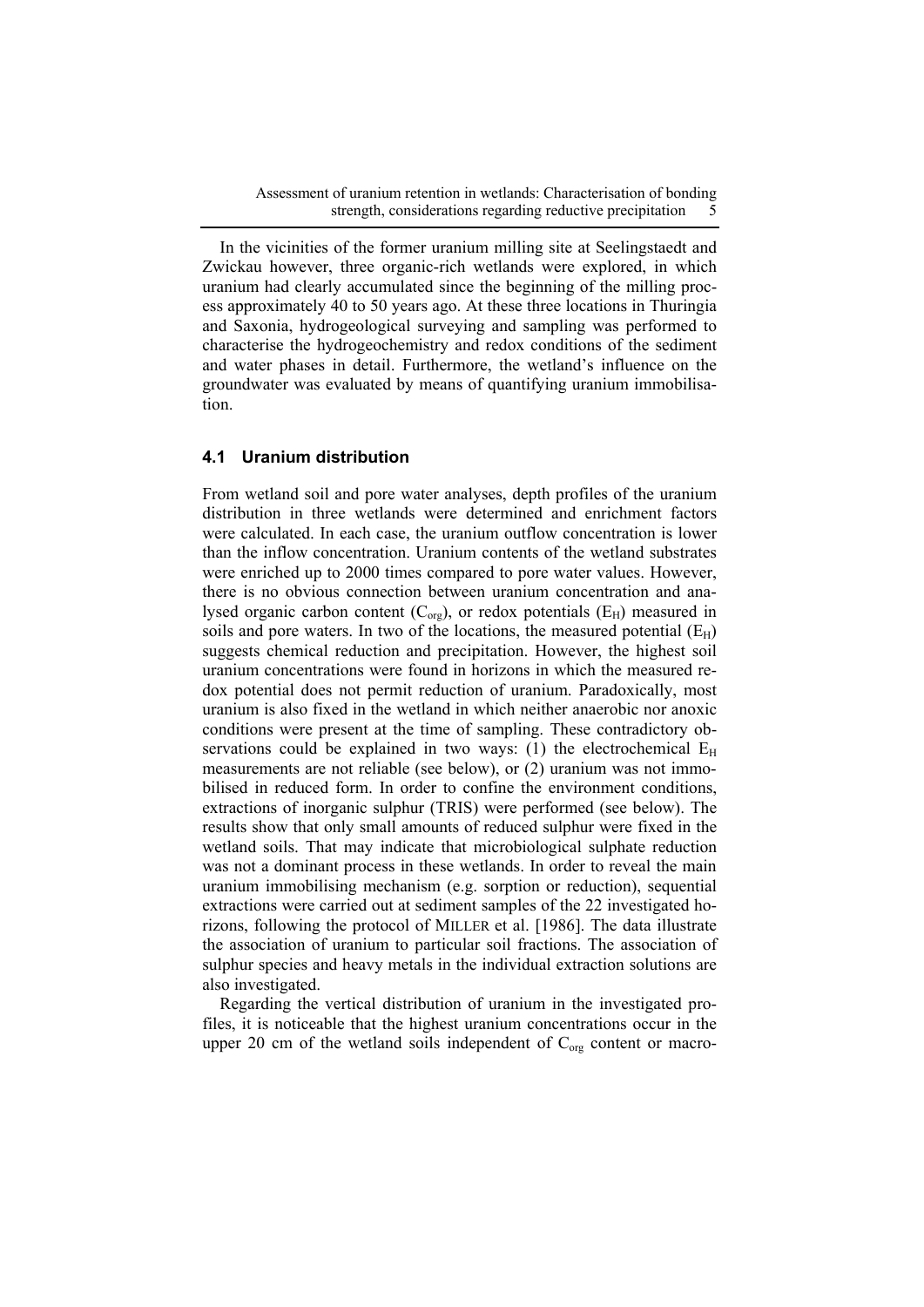In the vicinities of the former uranium milling site at Seelingstaedt and Zwickau however, three organic-rich wetlands were explored, in which uranium had clearly accumulated since the beginning of the milling process approximately 40 to 50 years ago. At these three locations in Thuringia and Saxonia, hydrogeological surveying and sampling was performed to characterise the hydrogeochemistry and redox conditions of the sediment and water phases in detail. Furthermore, the wetland's influence on the groundwater was evaluated by means of quantifying uranium immobilisation.

## 4.1 Uranium distribution

From wetland soil and pore water analyses, depth profiles of the uranium distribution in three wetlands were determined and enrichment factors were calculated. In each case, the uranium outflow concentration is lower than the inflow concentration. Uranium contents of the wetland substrates were enriched up to 2000 times compared to pore water values. However, there is no obvious connection between uranium concentration and analysed organic carbon content ($C_{org}$), or redox potentials ($E_H$) measured in soils and pore waters. In two of the locations, the measured potential ($E_H$) suggests chemical reduction and precipitation. However, the highest soil uranium concentrations were found in horizons in which the measured redox potential does not permit reduction of uranium. Paradoxically, most uranium is also fixed in the wetland in which neither anaerobic nor anoxic conditions were present at the time of sampling. These contradictory observations could be explained in two ways: (1) the electrochemical $E_H$ measurements are not reliable (see below), or (2) uranium was not immobilised in reduced form. In order to confine the environment conditions, extractions of inorganic sulphur (TRIS) were performed (see below). The results show that only small amounts of reduced sulphur were fixed in the wetland soils. That may indicate that microbiological sulphate reduction was not a dominant process in these wetlands. In order to reveal the main uranium immobilising mechanism (e.g. sorption or reduction), sequential extractions were carried out at sediment samples of the 22 investigated horizons, following the protocol of MILLER et al. [1986]. The data illustrate the association of uranium to particular soil fractions. The association of sulphur species and heavy metals in the individual extraction solutions are also investigated.

Regarding the vertical distribution of uranium in the investigated profiles, it is noticeable that the highest uranium concentrations occur in the upper 20 cm of the wetland soils independent of $C_{org}$ content or macro-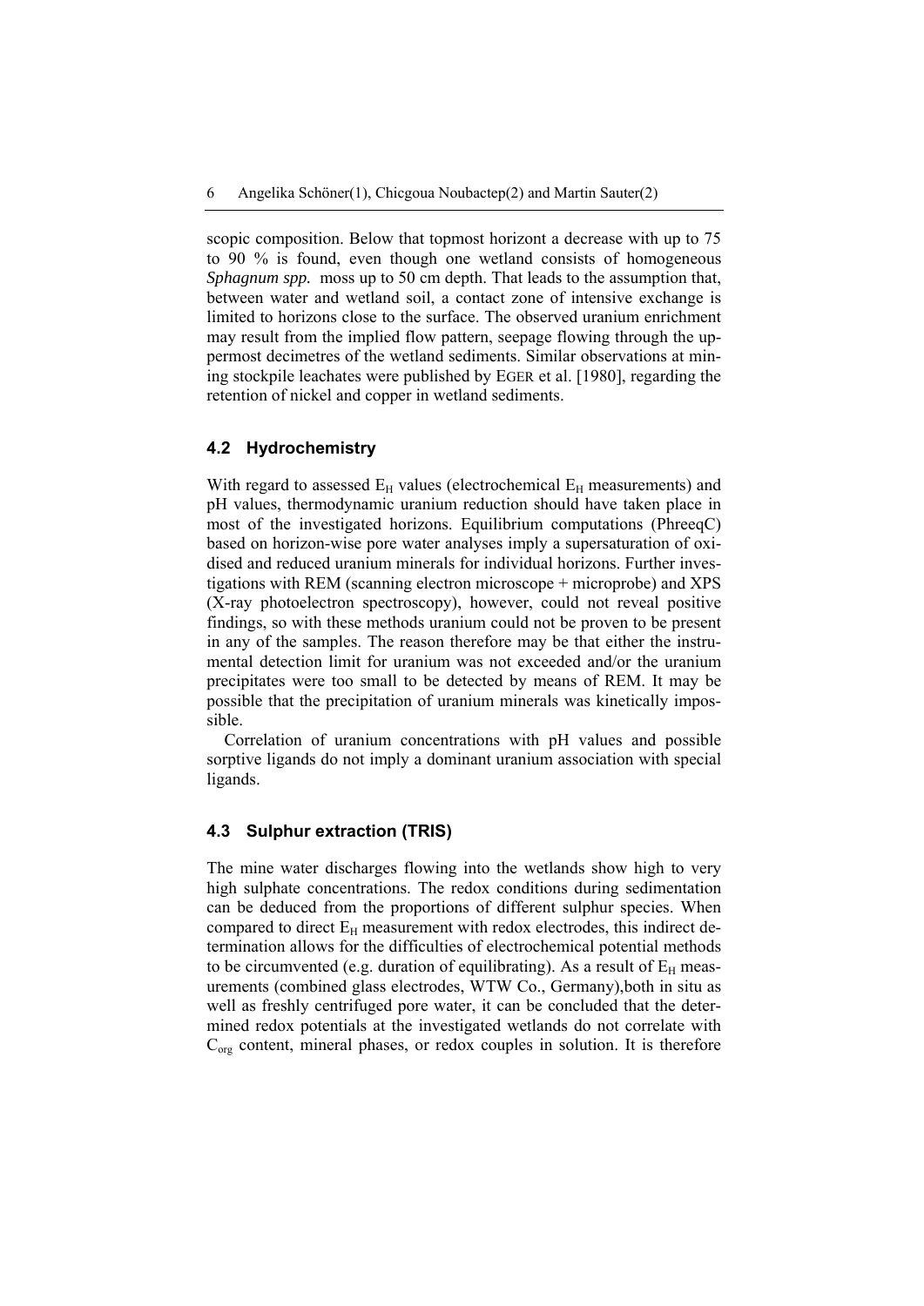scopic composition. Below that topmost horizont a decrease with up to 75 to 90 % is found, even though one wetland consists of homogeneous *Sphagnum spp.* moss up to 50 cm depth. That leads to the assumption that, between water and wetland soil, a contact zone of intensive exchange is limited to horizons close to the surface. The observed uranium enrichment may result from the implied flow pattern, seepage flowing through the uppermost decimetres of the wetland sediments. Similar observations at mining stockpile leachates were published by EGER et al. [1980], regarding the retention of nickel and copper in wetland sediments.

### 4.2 Hydrochemistry

With regard to assessed $E_H$ values (electrochemical $E_H$ measurements) and pH values, thermodynamic uranium reduction should have taken place in most of the investigated horizons. Equilibrium computations (PhreeqC) based on horizon-wise pore water analyses imply a supersaturation of oxidised and reduced uranium minerals for individual horizons. Further investigations with REM (scanning electron microscope + microprobe) and XPS (X-ray photoelectron spectroscopy), however, could not reveal positive findings, so with these methods uranium could not be proven to be present in any of the samples. The reason therefore may be that either the instrumental detection limit for uranium was not exceeded and/or the uranium precipitates were too small to be detected by means of REM. It may be possible that the precipitation of uranium minerals was kinetically impossible.

Correlation of uranium concentrations with pH values and possible sorptive ligands do not imply a dominant uranium association with special ligands.

### 4.3 Sulphur extraction (TRIS)

The mine water discharges flowing into the wetlands show high to very high sulphate concentrations. The redox conditions during sedimentation can be deduced from the proportions of different sulphur species. When compared to direct $E_H$ measurement with redox electrodes, this indirect determination allows for the difficulties of electrochemical potential methods to be circumvented (e.g. duration of equilibrating). As a result of $E_H$ measurements (combined glass electrodes, WTW Co., Germany),both in situ as well as freshly centrifuged pore water, it can be concluded that the determined redox potentials at the investigated wetlands do not correlate with $C_{org}$ content, mineral phases, or redox couples in solution. It is therefore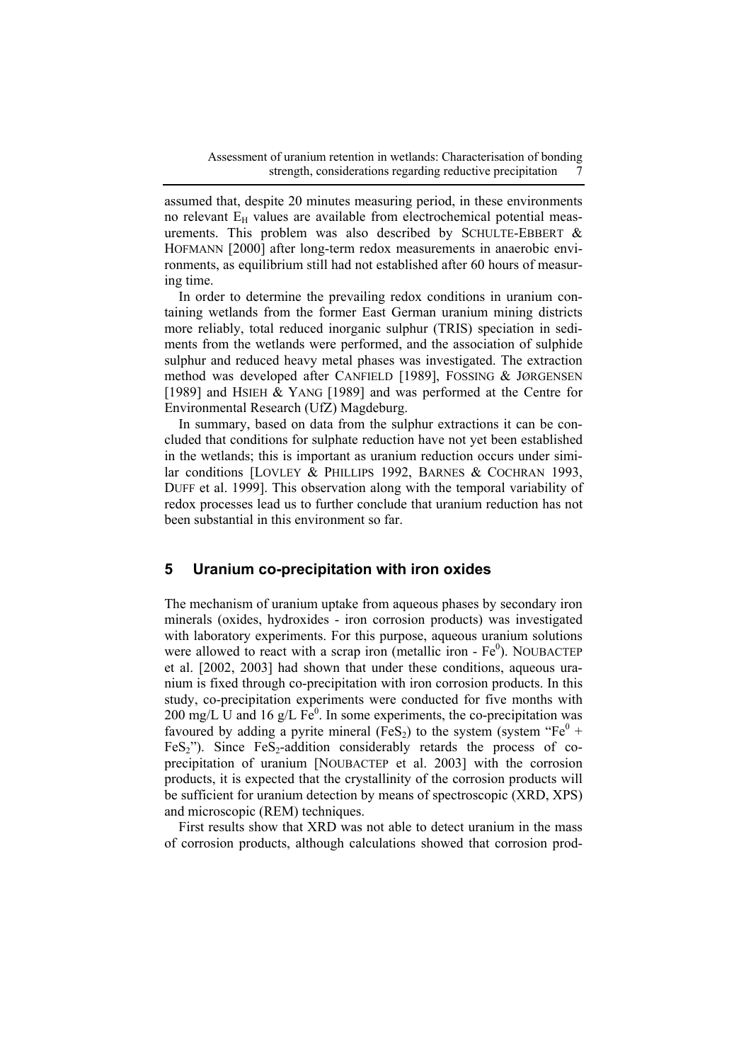assumed that, despite 20 minutes measuring period, in these environments no relevant $E_H$ values are available from electrochemical potential measurements. This problem was also described by SCHULTE-EBBERT & HOFMANN [2000] after long-term redox measurements in anaerobic environments, as equilibrium still had not established after 60 hours of measuring time.

In order to determine the prevailing redox conditions in uranium containing wetlands from the former East German uranium mining districts more reliably, total reduced inorganic sulphur (TRIS) speciation in sediments from the wetlands were performed, and the association of sulphide sulphur and reduced heavy metal phases was investigated. The extraction method was developed after CANFIELD [1989], FOSSING & JØRGENSEN [1989] and HSIEH & YANG [1989] and was performed at the Centre for Environmental Research (UfZ) Magdeburg.

In summary, based on data from the sulphur extractions it can be concluded that conditions for sulphate reduction have not yet been established in the wetlands; this is important as uranium reduction occurs under similar conditions [LOVLEY & PHILLIPS 1992, BARNES & COCHRAN 1993, DUFF et al. 1999]. This observation along with the temporal variability of redox processes lead us to further conclude that uranium reduction has not been substantial in this environment so far.

## 5 Uranium co-precipitation with iron oxides

The mechanism of uranium uptake from aqueous phases by secondary iron minerals (oxides, hydroxides - iron corrosion products) was investigated with laboratory experiments. For this purpose, aqueous uranium solutions were allowed to react with a scrap iron (metallic iron - $Fe^0$). NOUBACTEP et al. [2002, 2003] had shown that under these conditions, aqueous uranium is fixed through co-precipitation with iron corrosion products. In this study, co-precipitation experiments were conducted for five months with 200 mg/L U and 16 g/L $Fe^0$. In some experiments, the co-precipitation was favoured by adding a pyrite mineral ($FeS_2$) to the system (system "$Fe^0$ + $FeS_2$"). Since $FeS_2$-addition considerably retards the process of co-precipitation of uranium [NOUBACTEP et al. 2003] with the corrosion products, it is expected that the crystallinity of the corrosion products will be sufficient for uranium detection by means of spectroscopic (XRD, XPS) and microscopic (REM) techniques.

First results show that XRD was not able to detect uranium in the mass of corrosion products, although calculations showed that corrosion prod-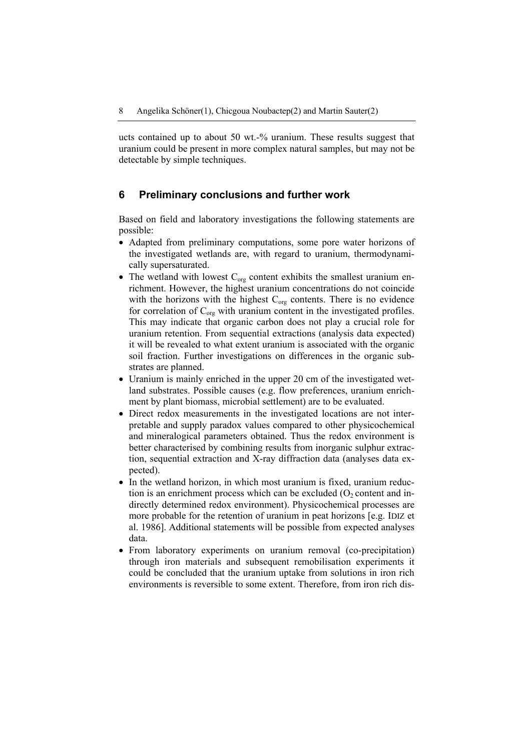ucts contained up to about 50 wt.-% uranium. These results suggest that uranium could be present in more complex natural samples, but may not be detectable by simple techniques.

## 6 Preliminary conclusions and further work

Based on field and laboratory investigations the following statements are possible:

- Adapted from preliminary computations, some pore water horizons of the investigated wetlands are, with regard to uranium, thermodynamically supersaturated.
- The wetland with lowest $C_{org}$ content exhibits the smallest uranium enrichment. However, the highest uranium concentrations do not coincide with the horizons with the highest $C_{org}$ contents. There is no evidence for correlation of $C_{org}$ with uranium content in the investigated profiles. This may indicate that organic carbon does not play a crucial role for uranium retention. From sequential extractions (analysis data expected) it will be revealed to what extent uranium is associated with the organic soil fraction. Further investigations on differences in the organic substrates are planned.
- Uranium is mainly enriched in the upper 20 cm of the investigated wetland substrates. Possible causes (e.g. flow preferences, uranium enrichment by plant biomass, microbial settlement) are to be evaluated.
- Direct redox measurements in the investigated locations are not interpretable and supply paradox values compared to other physicochemical and mineralogical parameters obtained. Thus the redox environment is better characterised by combining results from inorganic sulphur extraction, sequential extraction and X-ray diffraction data (analyses data expected).
- In the wetland horizon, in which most uranium is fixed, uranium reduction is an enrichment process which can be excluded ($O_2$ content and indirectly determined redox environment). Physicochemical processes are more probable for the retention of uranium in peat horizons [e.g. IDIZ et al. 1986]. Additional statements will be possible from expected analyses data.
- From laboratory experiments on uranium removal (co-precipitation) through iron materials and subsequent remobilisation experiments it could be concluded that the uranium uptake from solutions in iron rich environments is reversible to some extent. Therefore, from iron rich dis-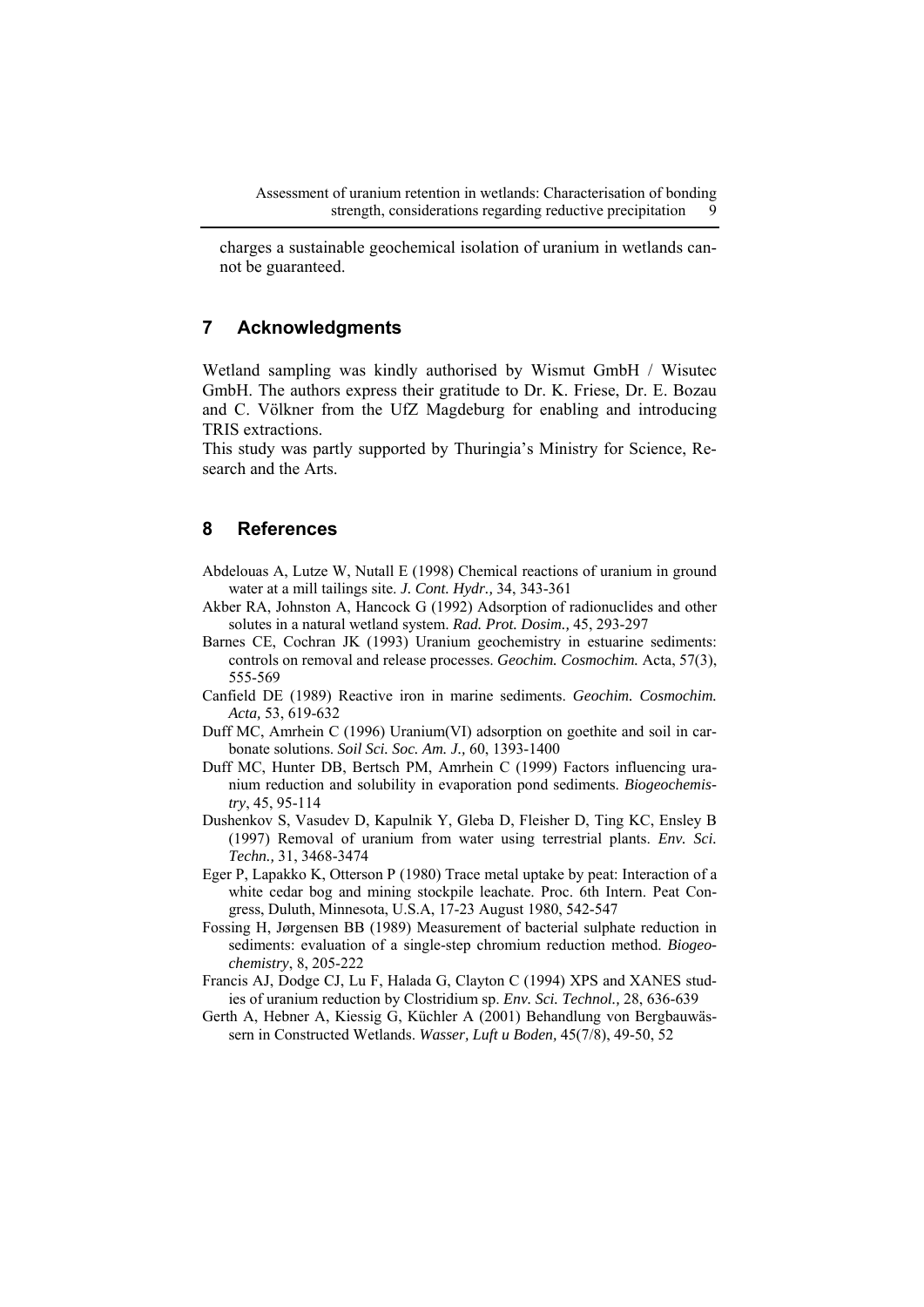charges a sustainable geochemical isolation of uranium in wetlands cannot be guaranteed.

## 7 Acknowledgments

Wetland sampling was kindly authorised by Wismut GmbH / Wisutec GmbH. The authors express their gratitude to Dr. K. Friese, Dr. E. Bozau and C. Völkner from the UfZ Magdeburg for enabling and introducing TRIS extractions.

This study was partly supported by Thuringia's Ministry for Science, Research and the Arts.

## 8 References

Abdelouas A, Lutze W, Nutall E (1998) Chemical reactions of uranium in ground water at a mill tailings site. *J. Cont. Hydr.,* 34, 343-361

Akber RA, Johnston A, Hancock G (1992) Adsorption of radionuclides and other solutes in a natural wetland system. *Rad. Prot. Dosim.,* 45, 293-297

Barnes CE, Cochran JK (1993) Uranium geochemistry in estuarine sediments: controls on removal and release processes. *Geochim. Cosmochim.* Acta, 57(3), 555-569

Canfield DE (1989) Reactive iron in marine sediments. *Geochim. Cosmochim. Acta,* 53, 619-632

Duff MC, Amrhein C (1996) Uranium(VI) adsorption on goethite and soil in carbonate solutions. *Soil Sci. Soc. Am. J.,* 60, 1393-1400

Duff MC, Hunter DB, Bertsch PM, Amrhein C (1999) Factors influencing uranium reduction and solubility in evaporation pond sediments. *Biogeochemistry*, 45, 95-114

Dushenkov S, Vasudev D, Kapulnik Y, Gleba D, Fleisher D, Ting KC, Ensley B (1997) Removal of uranium from water using terrestrial plants. *Env. Sci. Techn.,* 31, 3468-3474

Eger P, Lapakko K, Otterson P (1980) Trace metal uptake by peat: Interaction of a white cedar bog and mining stockpile leachate. Proc. 6th Intern. Peat Congress, Duluth, Minnesota, U.S.A, 17-23 August 1980, 542-547

Fossing H, Jørgensen BB (1989) Measurement of bacterial sulphate reduction in sediments: evaluation of a single-step chromium reduction method. *Biogeochemistry*, 8, 205-222

Francis AJ, Dodge CJ, Lu F, Halada G, Clayton C (1994) XPS and XANES studies of uranium reduction by Clostridium sp. *Env. Sci. Technol.,* 28, 636-639

Gerth A, Hebner A, Kiessig G, Küchler A (2001) Behandlung von Bergbauwässern in Constructed Wetlands. *Wasser, Luft u Boden,* 45(7/8), 49-50, 52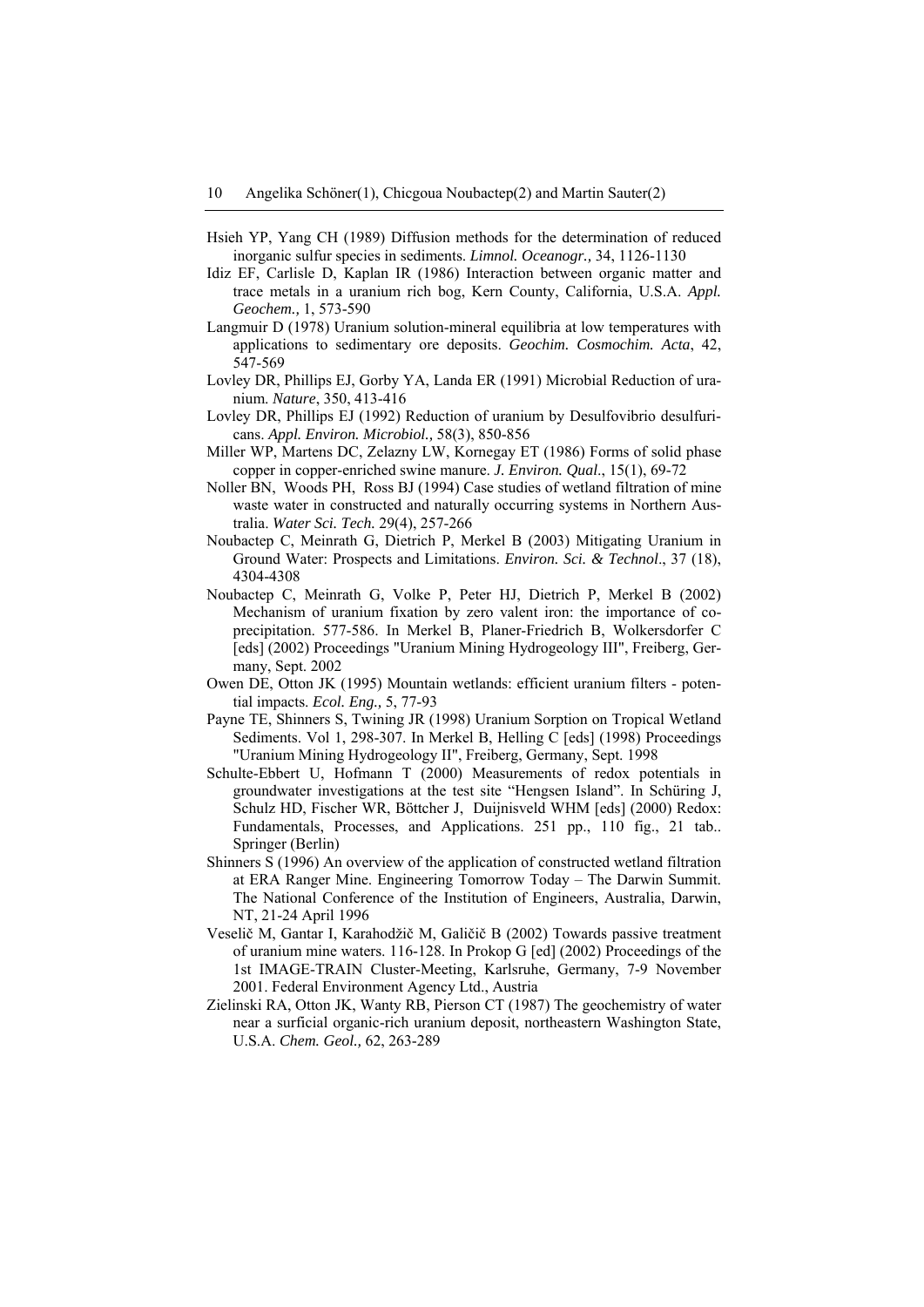Hsieh YP, Yang CH (1989) Diffusion methods for the determination of reduced inorganic sulfur species in sediments. *Limnol. Oceanogr.,* 34, 1126-1130

Idiz EF, Carlisle D, Kaplan IR (1986) Interaction between organic matter and trace metals in a uranium rich bog, Kern County, California, U.S.A. *Appl. Geochem.,* 1, 573-590

Langmuir D (1978) Uranium solution-mineral equilibria at low temperatures with applications to sedimentary ore deposits. *Geochim. Cosmochim. Acta*, 42, 547-569

Lovley DR, Phillips EJ, Gorby YA, Landa ER (1991) Microbial Reduction of uranium. *Nature*, 350, 413-416

Lovley DR, Phillips EJ (1992) Reduction of uranium by Desulfovibrio desulfuricans. *Appl. Environ. Microbiol.,* 58(3), 850-856

Miller WP, Martens DC, Zelazny LW, Kornegay ET (1986) Forms of solid phase copper in copper-enriched swine manure. *J. Environ. Qual*., 15(1), 69-72

Noller BN, Woods PH, Ross BJ (1994) Case studies of wetland filtration of mine waste water in constructed and naturally occurring systems in Northern Australia. *Water Sci. Tech.* 29(4), 257-266

Noubactep C, Meinrath G, Dietrich P, Merkel B (2003) Mitigating Uranium in Ground Water: Prospects and Limitations. *Environ. Sci. & Technol*., 37 (18), 4304-4308

Noubactep C, Meinrath G, Volke P, Peter HJ, Dietrich P, Merkel B (2002) Mechanism of uranium fixation by zero valent iron: the importance of coprecipitation. 577-586. In Merkel B, Planer-Friedrich B, Wolkersdorfer C [eds] (2002) Proceedings "Uranium Mining Hydrogeology III", Freiberg, Germany, Sept. 2002

Owen DE, Otton JK (1995) Mountain wetlands: efficient uranium filters - potential impacts. *Ecol. Eng.,* 5, 77-93

Payne TE, Shinners S, Twining JR (1998) Uranium Sorption on Tropical Wetland Sediments. Vol 1, 298-307. In Merkel B, Helling C [eds] (1998) Proceedings "Uranium Mining Hydrogeology II", Freiberg, Germany, Sept. 1998

Schulte-Ebbert U, Hofmann T (2000) Measurements of redox potentials in groundwater investigations at the test site "Hengsen Island". In Schüring J, Schulz HD, Fischer WR, Böttcher J, Duijnisveld WHM [eds] (2000) Redox: Fundamentals, Processes, and Applications. 251 pp., 110 fig., 21 tab.. Springer (Berlin)

Shinners S (1996) An overview of the application of constructed wetland filtration at ERA Ranger Mine. Engineering Tomorrow Today – The Darwin Summit. The National Conference of the Institution of Engineers, Australia, Darwin, NT, 21-24 April 1996

Veselič M, Gantar I, Karahodžič M, Galičič B (2002) Towards passive treatment of uranium mine waters. 116-128. In Prokop G [ed] (2002) Proceedings of the 1st IMAGE-TRAIN Cluster-Meeting, Karlsruhe, Germany, 7-9 November 2001. Federal Environment Agency Ltd., Austria

Zielinski RA, Otton JK, Wanty RB, Pierson CT (1987) The geochemistry of water near a surficial organic-rich uranium deposit, northeastern Washington State, U.S.A. *Chem. Geol.,* 62, 263-289